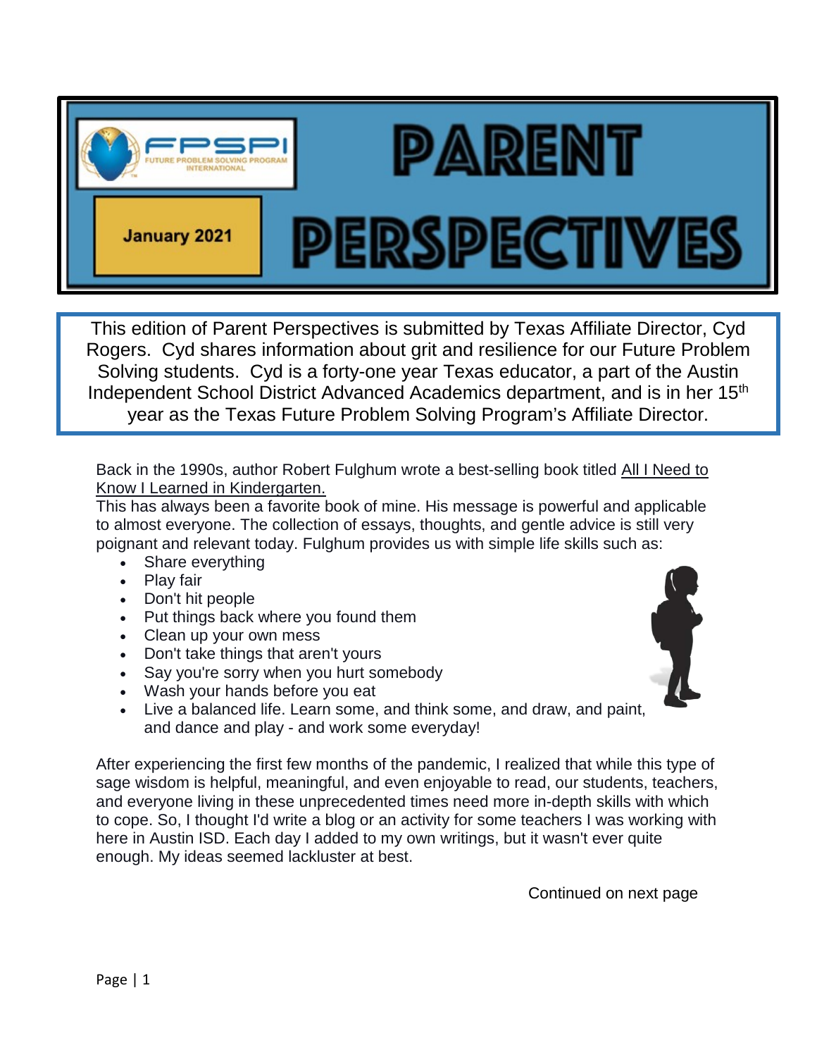FPSPI FUTURE PROBLEM SOLVING PROGRAM INTERNATIONAL

January 2021

# PARENT PERSPECTIVES

This edition of Parent Perspectives is submitted by Texas Affiliate Director, Cyd Rogers. Cyd shares information about grit and resilience for our Future Problem Solving students. Cyd is a forty-one year Texas educator, a part of the Austin Independent School District Advanced Academics department, and is in her 15th year as the Texas Future Problem Solving Program's Affiliate Director.

Back in the 1990s, author Robert Fulghum wrote a best-selling book titled All I Need to Know I Learned in Kindergarten.

This has always been a favorite book of mine. His message is powerful and applicable to almost everyone. The collection of essays, thoughts, and gentle advice is still very poignant and relevant today. Fulghum provides us with simple life skills such as:

- Share everything
- Play fair
- Don't hit people
- Put things back where you found them
- Clean up your own mess
- Don't take things that aren't yours
- Say you're sorry when you hurt somebody
- Wash your hands before you eat
- Live a balanced life. Learn some, and think some, and draw, and paint, and dance and play - and work some everyday!

After experiencing the first few months of the pandemic, I realized that while this type of sage wisdom is helpful, meaningful, and even enjoyable to read, our students, teachers, and everyone living in these unprecedented times need more in-depth skills with which to cope. So, I thought I'd write a blog or an activity for some teachers I was working with here in Austin ISD. Each day I added to my own writings, but it wasn't ever quite enough. My ideas seemed lackluster at best.

Continued on next page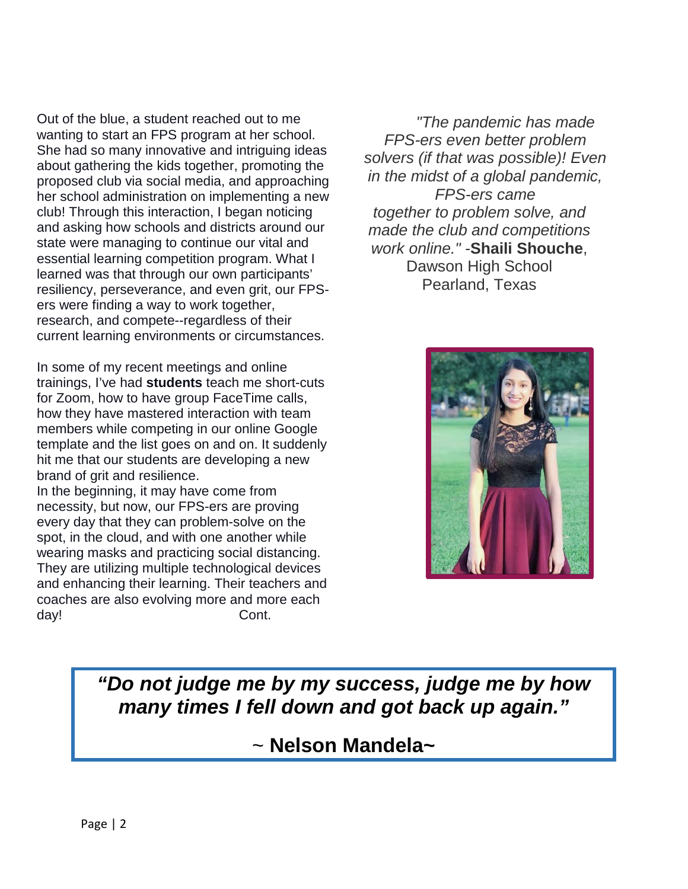Out of the blue, a student reached out to me wanting to start an FPS program at her school. She had so many innovative and intriguing ideas about gathering the kids together, promoting the proposed club via social media, and approaching her school administration on implementing a new club! Through this interaction, I began noticing and asking how schools and districts around our state were managing to continue our vital and essential learning competition program. What I learned was that through our own participants' resiliency, perseverance, and even grit, our FPS-ers were finding a way to work together, research, and compete--regardless of their current learning environments or circumstances.

In some of my recent meetings and online trainings, I've had **students** teach me short-cuts for Zoom, how to have group FaceTime calls, how they have mastered interaction with team members while competing in our online Google template and the list goes on and on. It suddenly hit me that our students are developing a new brand of grit and resilience.

In the beginning, it may have come from necessity, but now, our FPS-ers are proving every day that they can problem-solve on the spot, in the cloud, and with one another while wearing masks and practicing social distancing. They are utilizing multiple technological devices and enhancing their learning. Their teachers and coaches are also evolving more and more each day! Cont.

*"The pandemic has made FPS-ers even better problem solvers (if that was possible)! Even in the midst of a global pandemic, FPS-ers came together to problem solve, and made the club and competitions work online."* -**Shaili Shouche**, Dawson High School Pearland, Texas

***"Do not judge me by my success, judge me by how many times I fell down and got back up again."***

~ **Nelson Mandela~**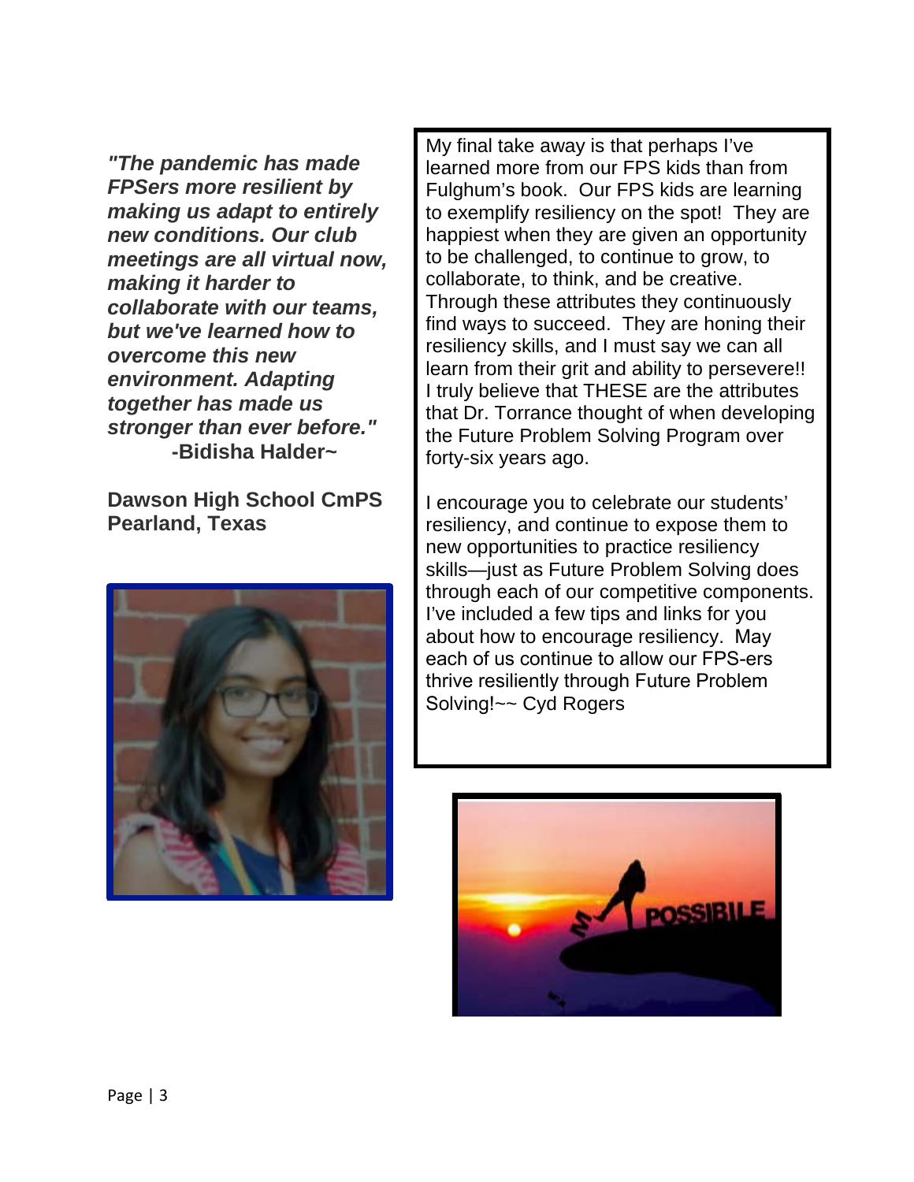***"The pandemic has made FPSers more resilient by making us adapt to entirely new conditions. Our club meetings are all virtual now, making it harder to collaborate with our teams, but we've learned how to overcome this new environment. Adapting together has made us stronger than ever before."***
**-Bidisha Halder~**

**Dawson High School CmPS**
**Pearland, Texas**

My final take away is that perhaps I've learned more from our FPS kids than from Fulghum's book. Our FPS kids are learning to exemplify resiliency on the spot! They are happiest when they are given an opportunity to be challenged, to continue to grow, to collaborate, to think, and be creative. Through these attributes they continuously find ways to succeed. They are honing their resiliency skills, and I must say we can all learn from their grit and ability to persevere!! I truly believe that THESE are the attributes that Dr. Torrance thought of when developing the Future Problem Solving Program over forty-six years ago.

I encourage you to celebrate our students' resiliency, and continue to expose them to new opportunities to practice resiliency skills—just as Future Problem Solving does through each of our competitive components. I've included a few tips and links for you about how to encourage resiliency. May each of us continue to allow our FPS-ers thrive resiliently through Future Problem Solving!~~ Cyd Rogers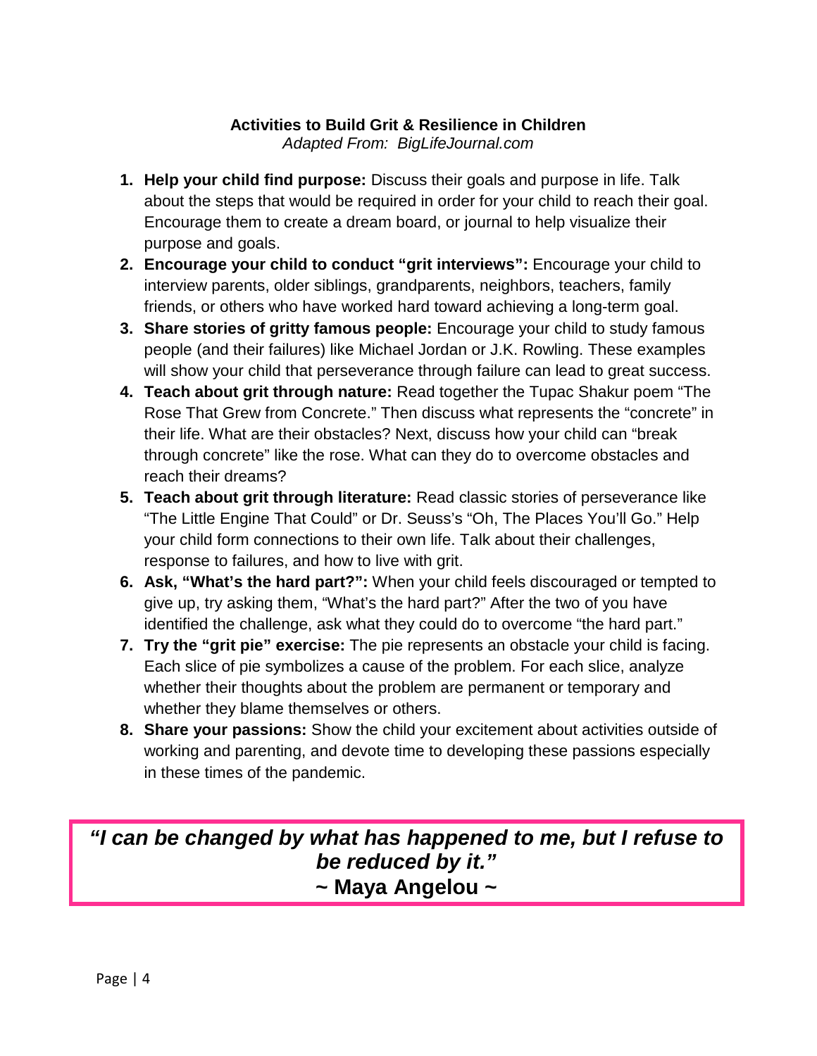## Activities to Build Grit & Resilience in Children

*Adapted From: BigLifeJournal.com*

1. **Help your child find purpose:** Discuss their goals and purpose in life. Talk about the steps that would be required in order for your child to reach their goal. Encourage them to create a dream board, or journal to help visualize their purpose and goals.
2. **Encourage your child to conduct "grit interviews":** Encourage your child to interview parents, older siblings, grandparents, neighbors, teachers, family friends, or others who have worked hard toward achieving a long-term goal.
3. **Share stories of gritty famous people:** Encourage your child to study famous people (and their failures) like Michael Jordan or J.K. Rowling. These examples will show your child that perseverance through failure can lead to great success.
4. **Teach about grit through nature:** Read together the Tupac Shakur poem "The Rose That Grew from Concrete." Then discuss what represents the "concrete" in their life. What are their obstacles? Next, discuss how your child can "break through concrete" like the rose. What can they do to overcome obstacles and reach their dreams?
5. **Teach about grit through literature:** Read classic stories of perseverance like "The Little Engine That Could" or Dr. Seuss's "Oh, The Places You'll Go." Help your child form connections to their own life. Talk about their challenges, response to failures, and how to live with grit.
6. **Ask, "What's the hard part?":** When your child feels discouraged or tempted to give up, try asking them, "What's the hard part?" After the two of you have identified the challenge, ask what they could do to overcome "the hard part."
7. **Try the "grit pie" exercise:** The pie represents an obstacle your child is facing. Each slice of pie symbolizes a cause of the problem. For each slice, analyze whether their thoughts about the problem are permanent or temporary and whether they blame themselves or others.
8. **Share your passions:** Show the child your excitement about activities outside of working and parenting, and devote time to developing these passions especially in these times of the pandemic.

> ***"I can be changed by what has happened to me, but I refuse to be reduced by it."***
> **~ Maya Angelou ~**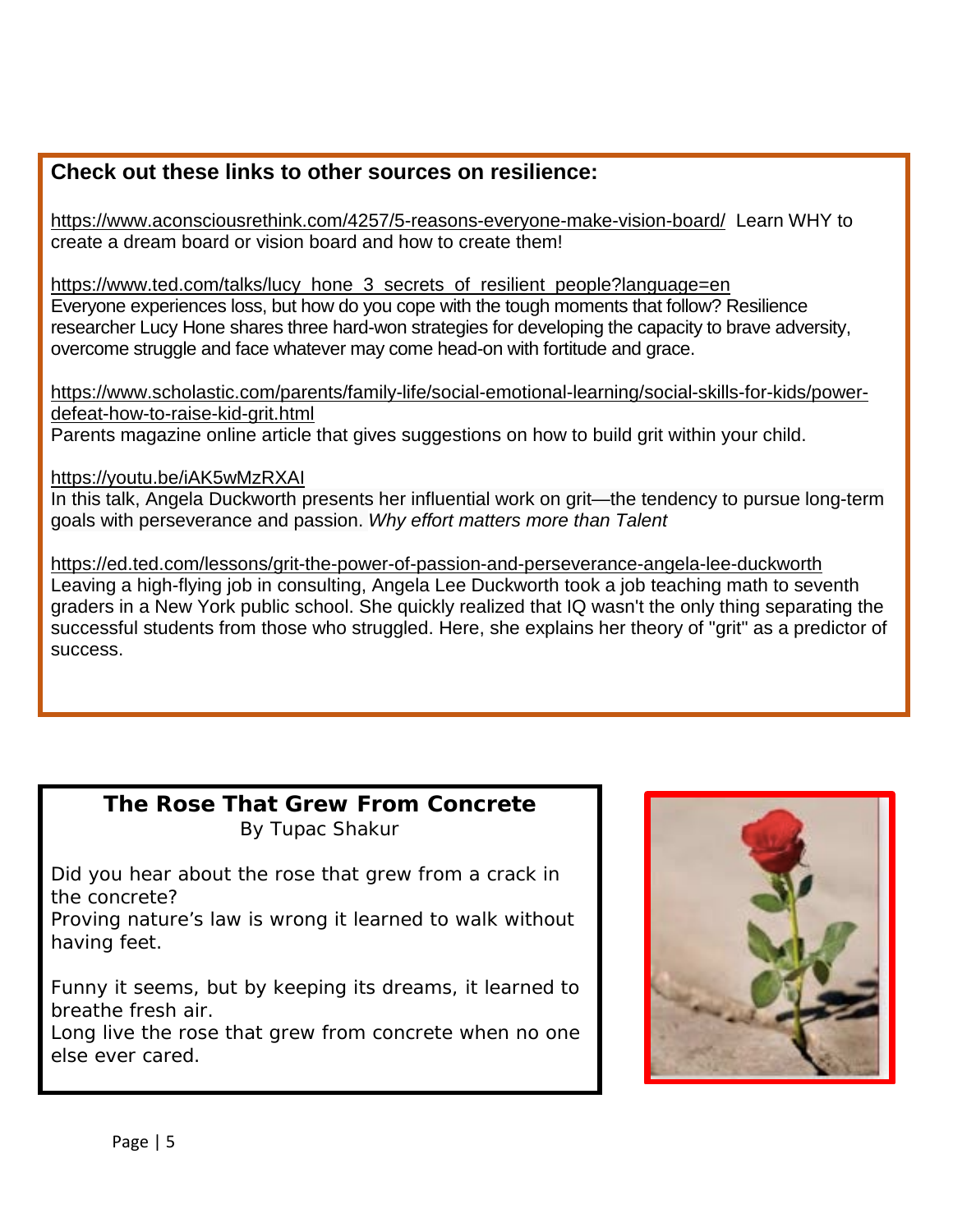## Check out these links to other sources on resilience:

https://www.aconsciousrethink.com/4257/5-reasons-everyone-make-vision-board/ Learn WHY to create a dream board or vision board and how to create them!

https://www.ted.com/talks/lucy_hone_3_secrets_of_resilient_people?language=en
Everyone experiences loss, but how do you cope with the tough moments that follow? Resilience researcher Lucy Hone shares three hard-won strategies for developing the capacity to brave adversity, overcome struggle and face whatever may come head-on with fortitude and grace.

https://www.scholastic.com/parents/family-life/social-emotional-learning/social-skills-for-kids/power-defeat-how-to-raise-kid-grit.html
Parents magazine online article that gives suggestions on how to build grit within your child.

https://youtu.be/iAK5wMzRXAI
In this talk, Angela Duckworth presents her influential work on grit—the tendency to pursue long-term goals with perseverance and passion. *Why effort matters more than Talent*

https://ed.ted.com/lessons/grit-the-power-of-passion-and-perseverance-angela-lee-duckworth
Leaving a high-flying job in consulting, Angela Lee Duckworth took a job teaching math to seventh graders in a New York public school. She quickly realized that IQ wasn't the only thing separating the successful students from those who struggled. Here, she explains her theory of "grit" as a predictor of success.

### The Rose That Grew From Concrete

By Tupac Shakur

Did you hear about the rose that grew from a crack in the concrete?
Proving nature's law is wrong it learned to walk without having feet.

Funny it seems, but by keeping its dreams, it learned to breathe fresh air.
Long live the rose that grew from concrete when no one else ever cared.